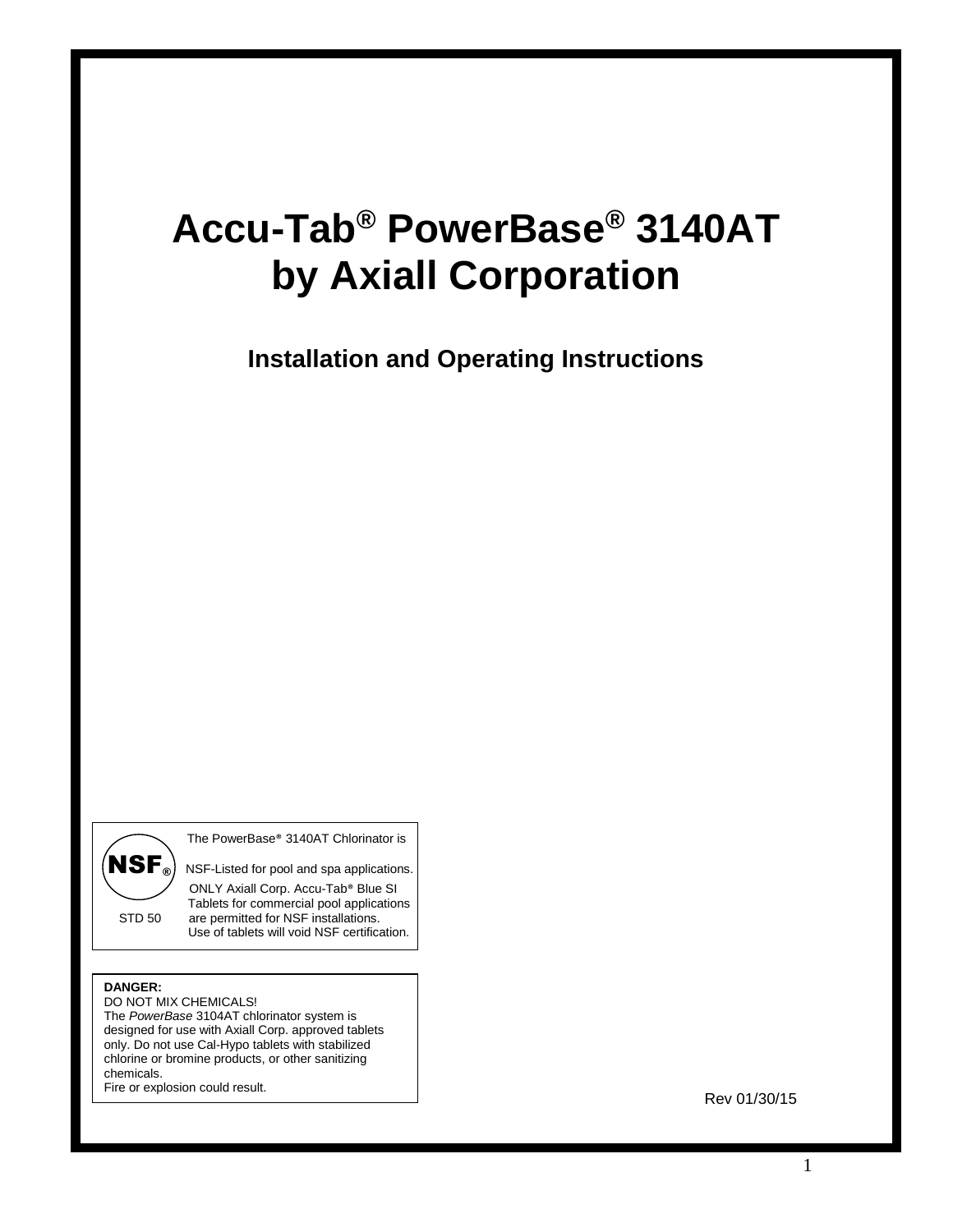# Accu-Tab® PowerBase® 3140AT by Axiall Corporation

## Installation and Operating Instructions

NSF®

STD 50

The PowerBase® 3140AT Chlorinator is NSF-Listed for pool and spa applications.
ONLY Axiall Corp. Accu-Tab® Blue SI Tablets for commercial pool applications are permitted for NSF installations.
Use of tablets will void NSF certification.

**DANGER:**
DO NOT MIX CHEMICALS!
The *PowerBase* 3104AT chlorinator system is designed for use with Axiall Corp. approved tablets only. Do not use Cal-Hypo tablets with stabilized chlorine or bromine products, or other sanitizing chemicals.
Fire or explosion could result.

Rev 01/30/15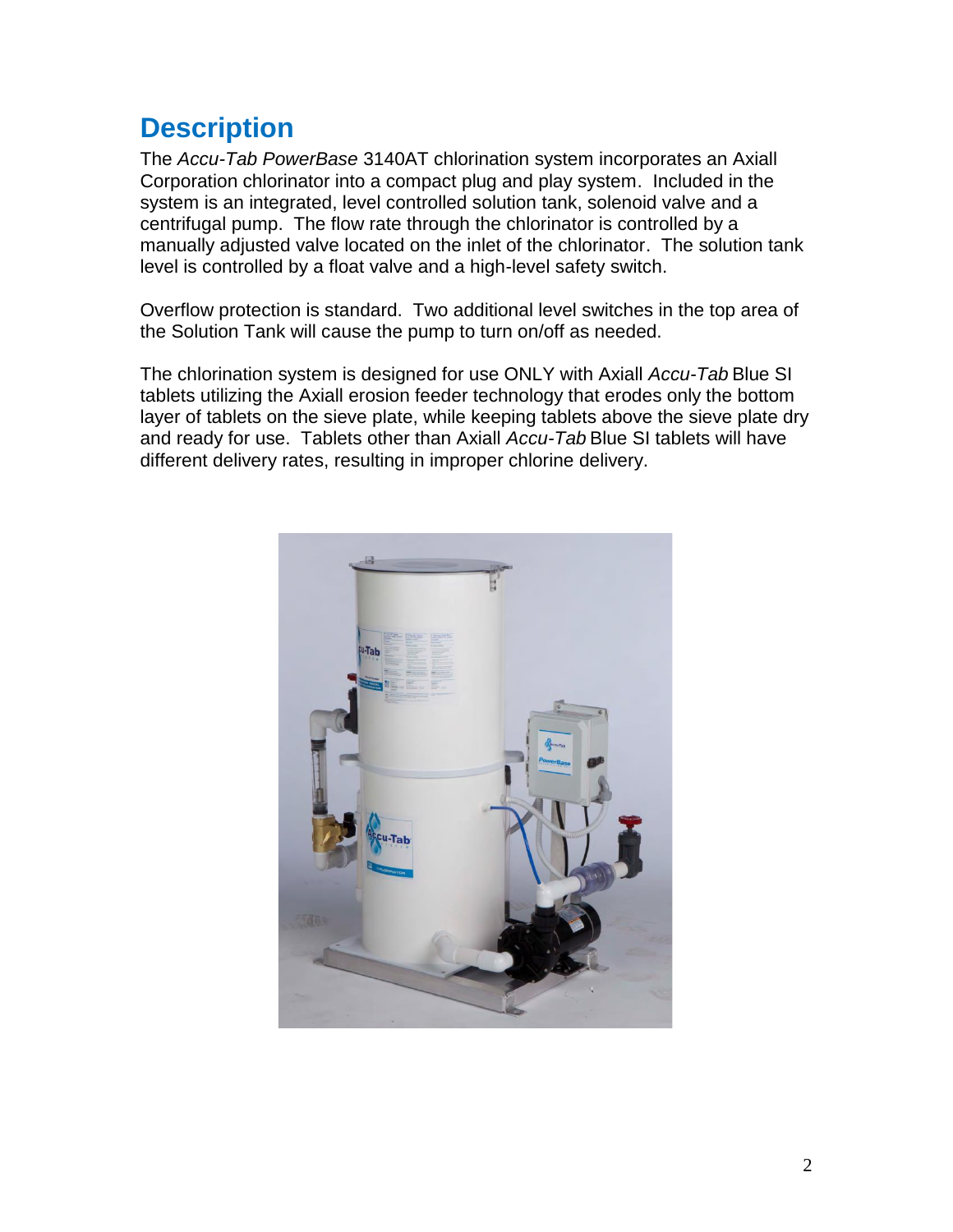# Description

The *Accu-Tab PowerBase* 3140AT chlorination system incorporates an Axiall Corporation chlorinator into a compact plug and play system. Included in the system is an integrated, level controlled solution tank, solenoid valve and a centrifugal pump. The flow rate through the chlorinator is controlled by a manually adjusted valve located on the inlet of the chlorinator. The solution tank level is controlled by a float valve and a high-level safety switch.

Overflow protection is standard. Two additional level switches in the top area of the Solution Tank will cause the pump to turn on/off as needed.

The chlorination system is designed for use ONLY with Axiall *Accu-Tab* Blue SI tablets utilizing the Axiall erosion feeder technology that erodes only the bottom layer of tablets on the sieve plate, while keeping tablets above the sieve plate dry and ready for use. Tablets other than Axiall *Accu-Tab* Blue SI tablets will have different delivery rates, resulting in improper chlorine delivery.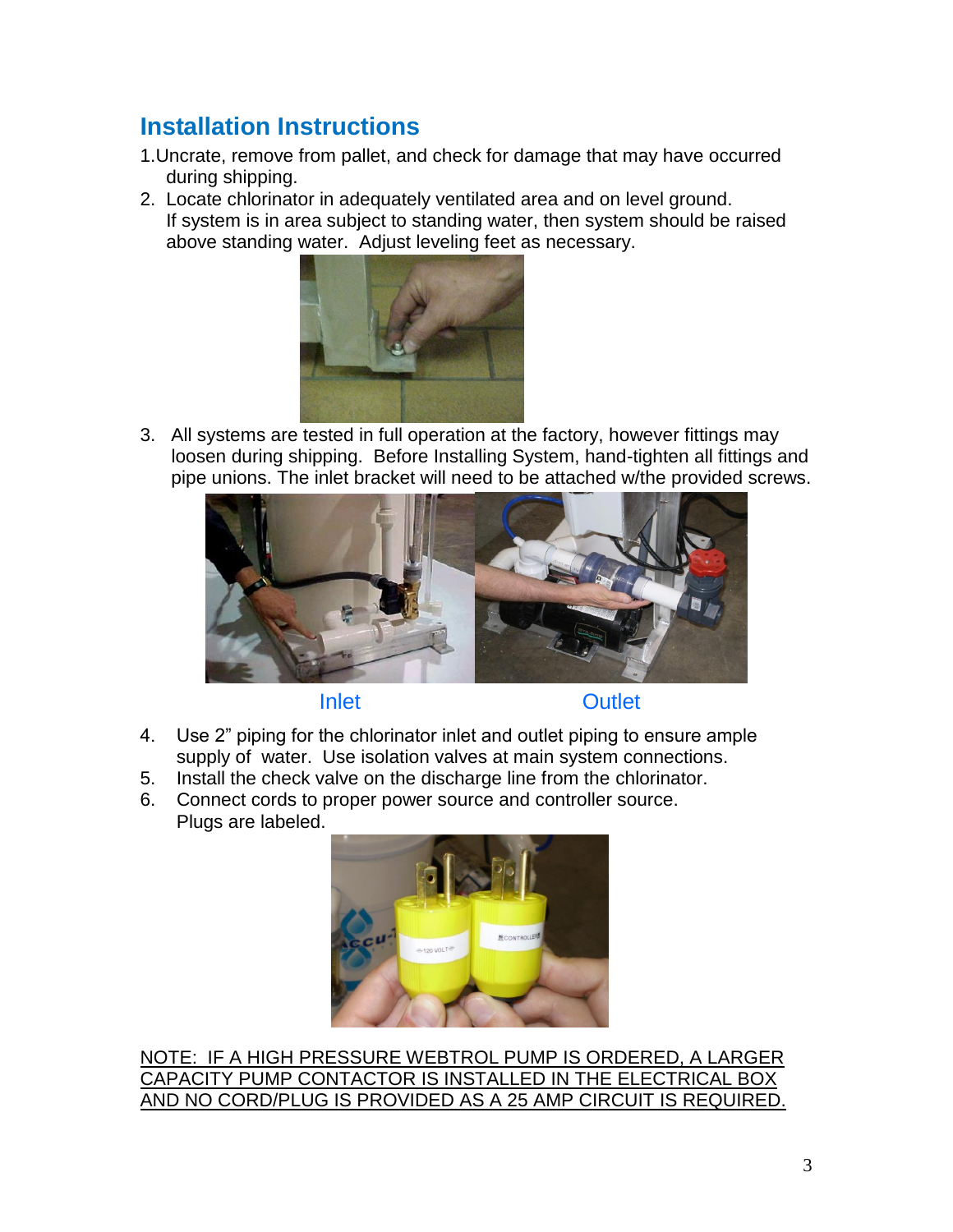## Installation Instructions

1. Uncrate, remove from pallet, and check for damage that may have occurred during shipping.
2. Locate chlorinator in adequately ventilated area and on level ground. If system is in area subject to standing water, then system should be raised above standing water. Adjust leveling feet as necessary.
3. All systems are tested in full operation at the factory, however fittings may loosen during shipping. Before Installing System, hand-tighten all fittings and pipe unions. The inlet bracket will need to be attached w/the provided screws.

Inlet Outlet

4. Use 2" piping for the chlorinator inlet and outlet piping to ensure ample supply of water. Use isolation valves at main system connections.
5. Install the check valve on the discharge line from the chlorinator.
6. Connect cords to proper power source and controller source. Plugs are labeled.

<u>NOTE: IF A HIGH PRESSURE WEBTROL PUMP IS ORDERED, A LARGER CAPACITY PUMP CONTACTOR IS INSTALLED IN THE ELECTRICAL BOX AND NO CORD/PLUG IS PROVIDED AS A 25 AMP CIRCUIT IS REQUIRED.</u>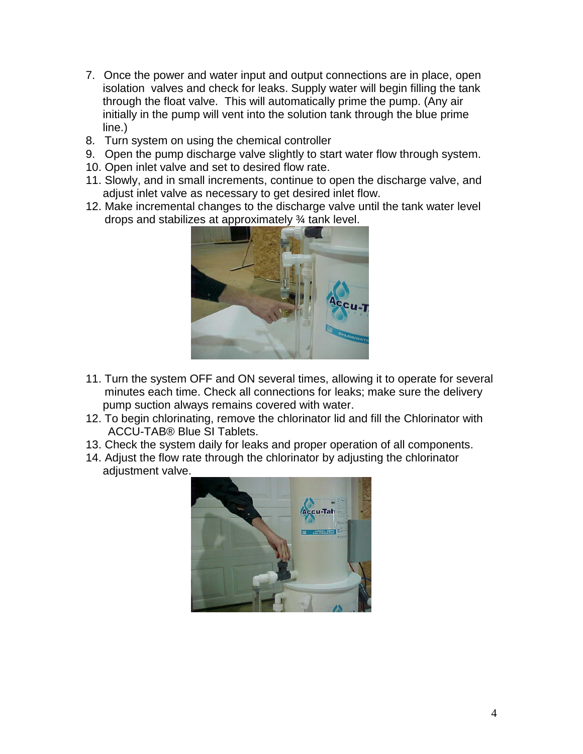7. Once the power and water input and output connections are in place, open isolation valves and check for leaks. Supply water will begin filling the tank through the float valve. This will automatically prime the pump. (Any air initially in the pump will vent into the solution tank through the blue prime line.)
8. Turn system on using the chemical controller
9. Open the pump discharge valve slightly to start water flow through system.
10. Open inlet valve and set to desired flow rate.
11. Slowly, and in small increments, continue to open the discharge valve, and adjust inlet valve as necessary to get desired inlet flow.
12. Make incremental changes to the discharge valve until the tank water level drops and stabilizes at approximately ¾ tank level.

11. Turn the system OFF and ON several times, allowing it to operate for several minutes each time. Check all connections for leaks; make sure the delivery pump suction always remains covered with water.
12. To begin chlorinating, remove the chlorinator lid and fill the Chlorinator with ACCU-TAB® Blue SI Tablets.
13. Check the system daily for leaks and proper operation of all components.
14. Adjust the flow rate through the chlorinator by adjusting the chlorinator adjustment valve.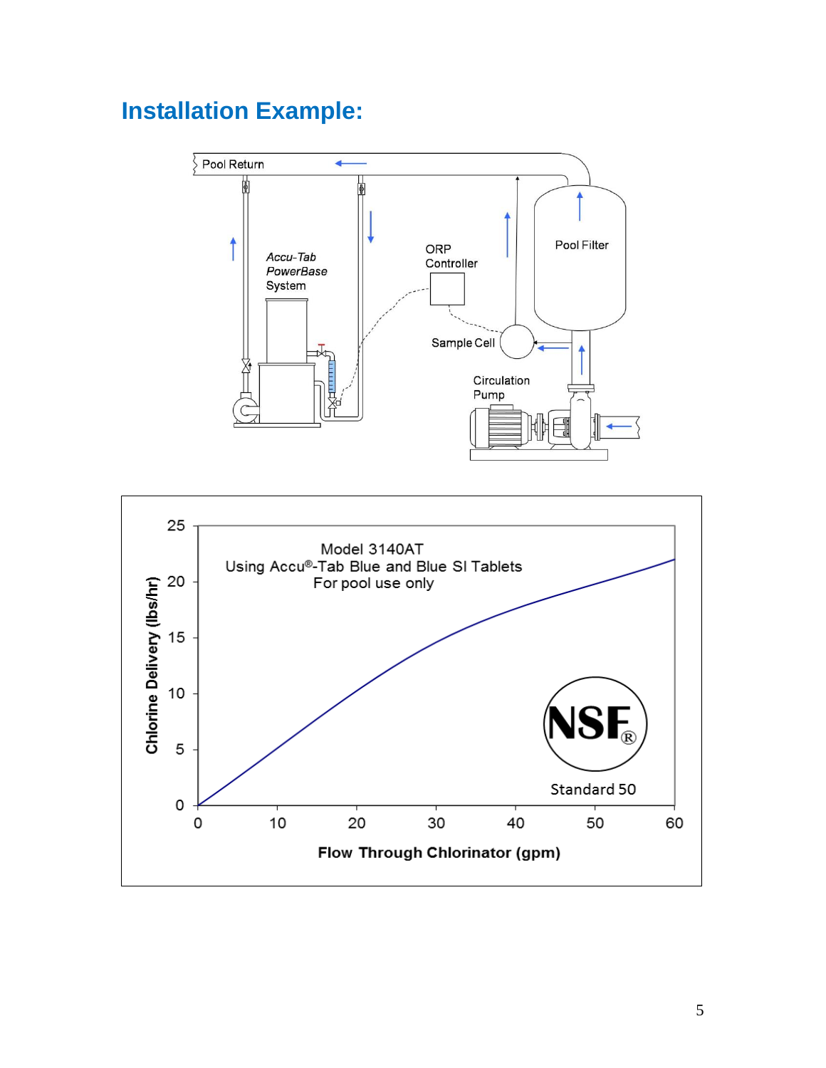## Installation Example:

Pool Return

Accu-Tab PowerBase System

ORP Controller

Pool Filter

Sample Cell

Circulation Pump

Model 3140AT
Using Accu®-Tab Blue and Blue SI Tablets
For pool use only

Chlorine Delivery (lbs/hr)

Flow Through Chlorinator (gpm)

NSF® Standard 50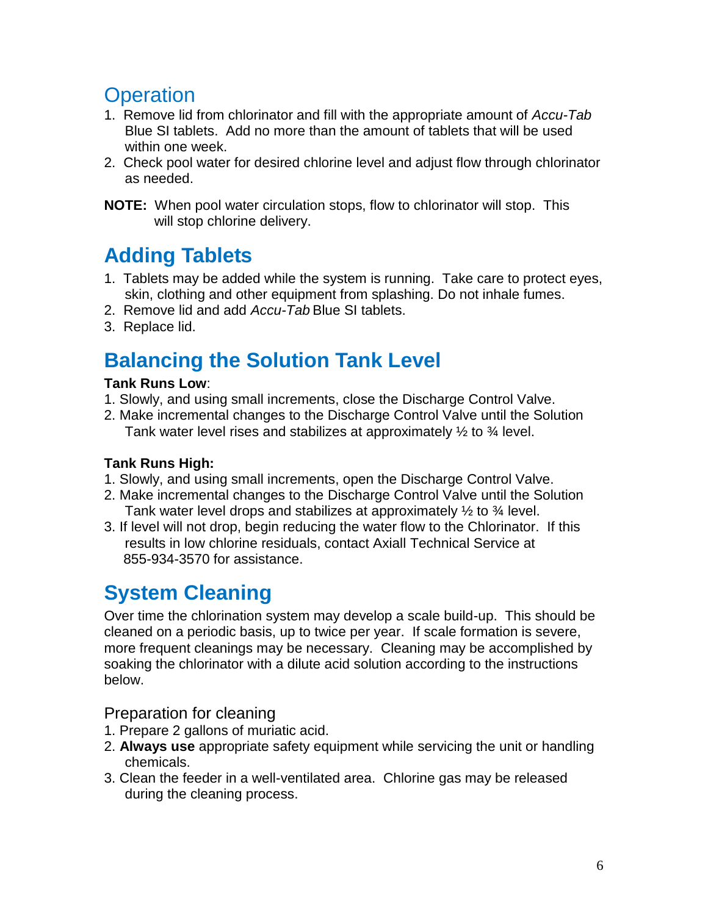## Operation

1. Remove lid from chlorinator and fill with the appropriate amount of *Accu-Tab* Blue SI tablets. Add no more than the amount of tablets that will be used within one week.
2. Check pool water for desired chlorine level and adjust flow through chlorinator as needed.

**NOTE:** When pool water circulation stops, flow to chlorinator will stop. This will stop chlorine delivery.

## Adding Tablets

1. Tablets may be added while the system is running. Take care to protect eyes, skin, clothing and other equipment from splashing. Do not inhale fumes.
2. Remove lid and add *Accu-Tab* Blue SI tablets.
3. Replace lid.

## Balancing the Solution Tank Level

**Tank Runs Low**:

1. Slowly, and using small increments, close the Discharge Control Valve.
2. Make incremental changes to the Discharge Control Valve until the Solution Tank water level rises and stabilizes at approximately ½ to ¾ level.

**Tank Runs High:**

1. Slowly, and using small increments, open the Discharge Control Valve.
2. Make incremental changes to the Discharge Control Valve until the Solution Tank water level drops and stabilizes at approximately ½ to ¾ level.
3. If level will not drop, begin reducing the water flow to the Chlorinator. If this results in low chlorine residuals, contact Axiall Technical Service at 855-934-3570 for assistance.

## System Cleaning

Over time the chlorination system may develop a scale build-up. This should be cleaned on a periodic basis, up to twice per year. If scale formation is severe, more frequent cleanings may be necessary. Cleaning may be accomplished by soaking the chlorinator with a dilute acid solution according to the instructions below.

### Preparation for cleaning

1. Prepare 2 gallons of muriatic acid.
2. **Always use** appropriate safety equipment while servicing the unit or handling chemicals.
3. Clean the feeder in a well-ventilated area. Chlorine gas may be released during the cleaning process.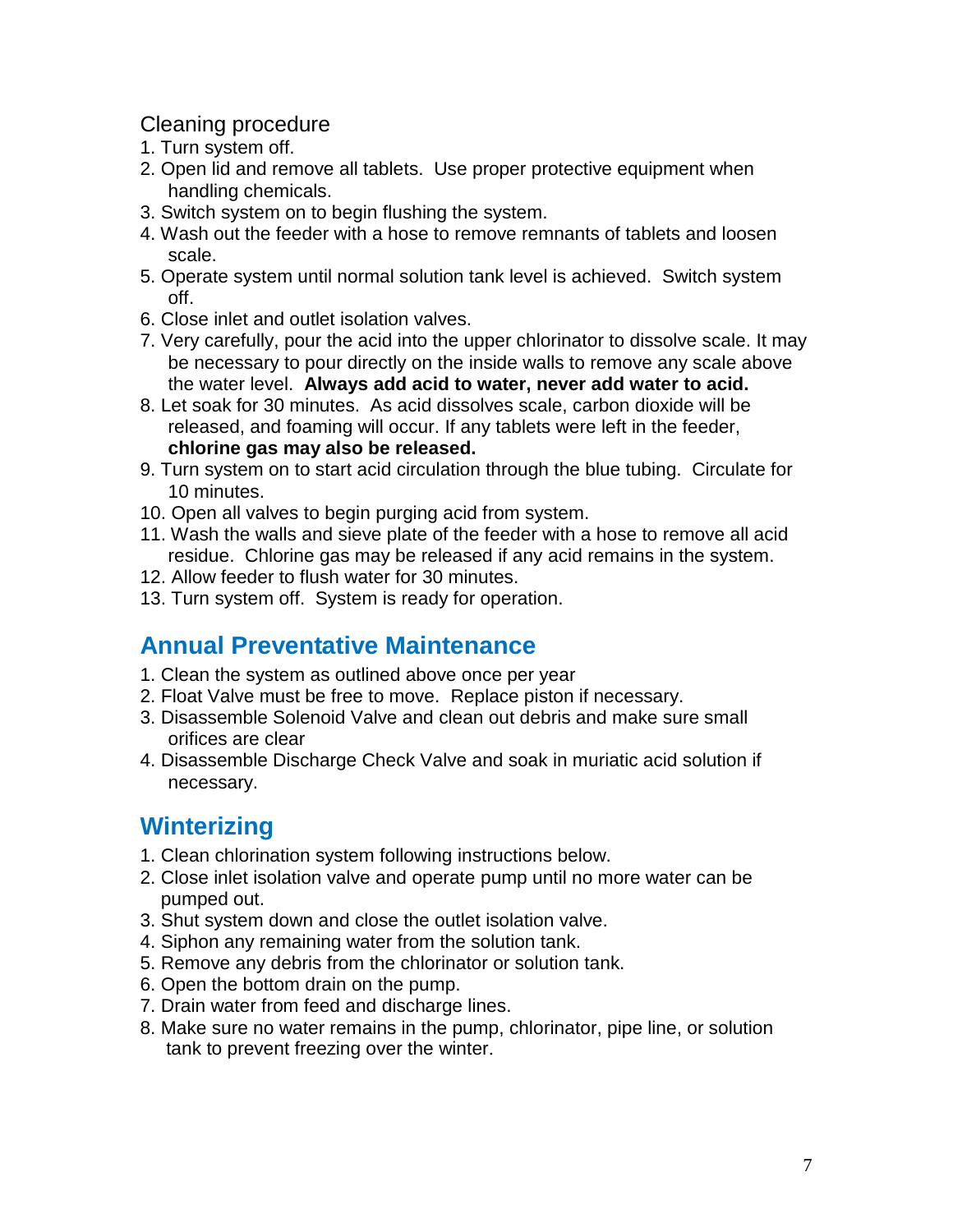Cleaning procedure

1. Turn system off.
2. Open lid and remove all tablets. Use proper protective equipment when handling chemicals.
3. Switch system on to begin flushing the system.
4. Wash out the feeder with a hose to remove remnants of tablets and loosen scale.
5. Operate system until normal solution tank level is achieved. Switch system off.
6. Close inlet and outlet isolation valves.
7. Very carefully, pour the acid into the upper chlorinator to dissolve scale. It may be necessary to pour directly on the inside walls to remove any scale above the water level. **Always add acid to water, never add water to acid.**
8. Let soak for 30 minutes. As acid dissolves scale, carbon dioxide will be released, and foaming will occur. If any tablets were left in the feeder, **chlorine gas may also be released.**
9. Turn system on to start acid circulation through the blue tubing. Circulate for 10 minutes.
10. Open all valves to begin purging acid from system.
11. Wash the walls and sieve plate of the feeder with a hose to remove all acid residue. Chlorine gas may be released if any acid remains in the system.
12. Allow feeder to flush water for 30 minutes.
13. Turn system off. System is ready for operation.

## Annual Preventative Maintenance

1. Clean the system as outlined above once per year
2. Float Valve must be free to move. Replace piston if necessary.
3. Disassemble Solenoid Valve and clean out debris and make sure small orifices are clear
4. Disassemble Discharge Check Valve and soak in muriatic acid solution if necessary.

## Winterizing

1. Clean chlorination system following instructions below.
2. Close inlet isolation valve and operate pump until no more water can be pumped out.
3. Shut system down and close the outlet isolation valve.
4. Siphon any remaining water from the solution tank.
5. Remove any debris from the chlorinator or solution tank.
6. Open the bottom drain on the pump.
7. Drain water from feed and discharge lines.
8. Make sure no water remains in the pump, chlorinator, pipe line, or solution tank to prevent freezing over the winter.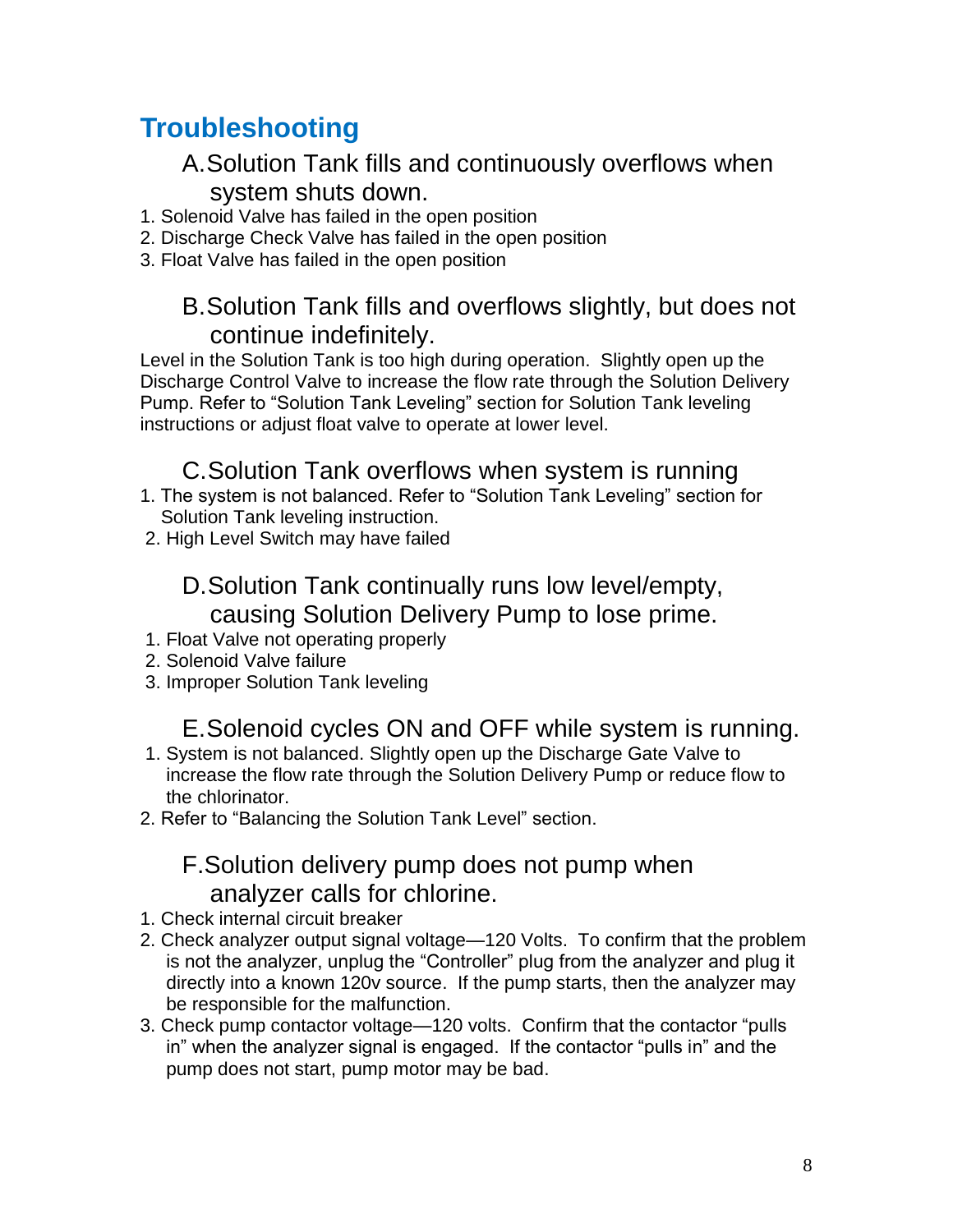# Troubleshooting

## A. Solution Tank fills and continuously overflows when system shuts down.

1. Solenoid Valve has failed in the open position
2. Discharge Check Valve has failed in the open position
3. Float Valve has failed in the open position

## B. Solution Tank fills and overflows slightly, but does not continue indefinitely.

Level in the Solution Tank is too high during operation. Slightly open up the Discharge Control Valve to increase the flow rate through the Solution Delivery Pump. Refer to "Solution Tank Leveling" section for Solution Tank leveling instructions or adjust float valve to operate at lower level.

## C. Solution Tank overflows when system is running

1. The system is not balanced. Refer to "Solution Tank Leveling" section for Solution Tank leveling instruction.
2. High Level Switch may have failed

## D. Solution Tank continually runs low level/empty, causing Solution Delivery Pump to lose prime.

1. Float Valve not operating properly
2. Solenoid Valve failure
3. Improper Solution Tank leveling

## E. Solenoid cycles ON and OFF while system is running.

1. System is not balanced. Slightly open up the Discharge Gate Valve to increase the flow rate through the Solution Delivery Pump or reduce flow to the chlorinator.
2. Refer to "Balancing the Solution Tank Level" section.

## F. Solution delivery pump does not pump when analyzer calls for chlorine.

1. Check internal circuit breaker
2. Check analyzer output signal voltage—120 Volts. To confirm that the problem is not the analyzer, unplug the "Controller" plug from the analyzer and plug it directly into a known 120v source. If the pump starts, then the analyzer may be responsible for the malfunction.
3. Check pump contactor voltage—120 volts. Confirm that the contactor "pulls in" when the analyzer signal is engaged. If the contactor "pulls in" and the pump does not start, pump motor may be bad.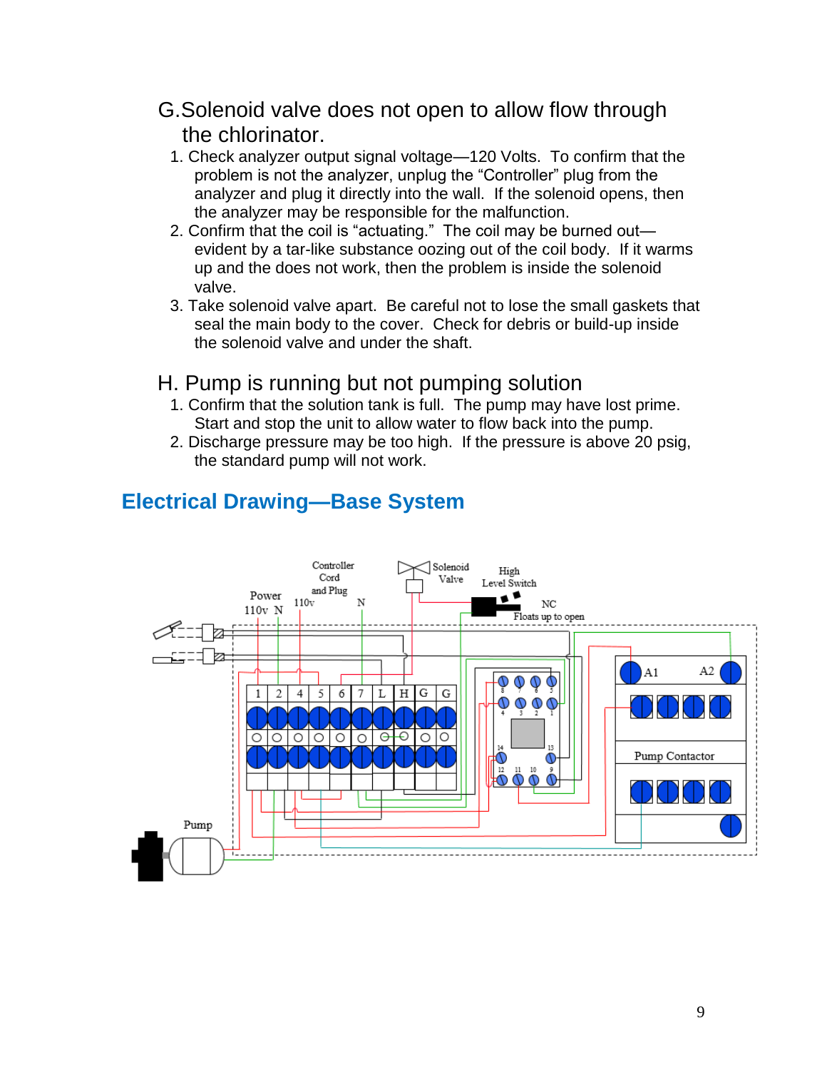## G. Solenoid valve does not open to allow flow through the chlorinator.

1. Check analyzer output signal voltage—120 Volts. To confirm that the problem is not the analyzer, unplug the “Controller” plug from the analyzer and plug it directly into the wall. If the solenoid opens, then the analyzer may be responsible for the malfunction.
2. Confirm that the coil is “actuating.” The coil may be burned out—evident by a tar-like substance oozing out of the coil body. If it warms up and the does not work, then the problem is inside the solenoid valve.
3. Take solenoid valve apart. Be careful not to lose the small gaskets that seal the main body to the cover. Check for debris or build-up inside the solenoid valve and under the shaft.

## H. Pump is running but not pumping solution

1. Confirm that the solution tank is full. The pump may have lost prime. Start and stop the unit to allow water to flow back into the pump.
2. Discharge pressure may be too high. If the pressure is above 20 psig, the standard pump will not work.

## Electrical Drawing—Base System

Controller Cord and Plug

Solenoid Valve

High Level Switch

Power 110v N

110v

N

NC Floats up to open

1 2 4 5 6 7 L H G G

A1 A2

Pump Contactor

Pump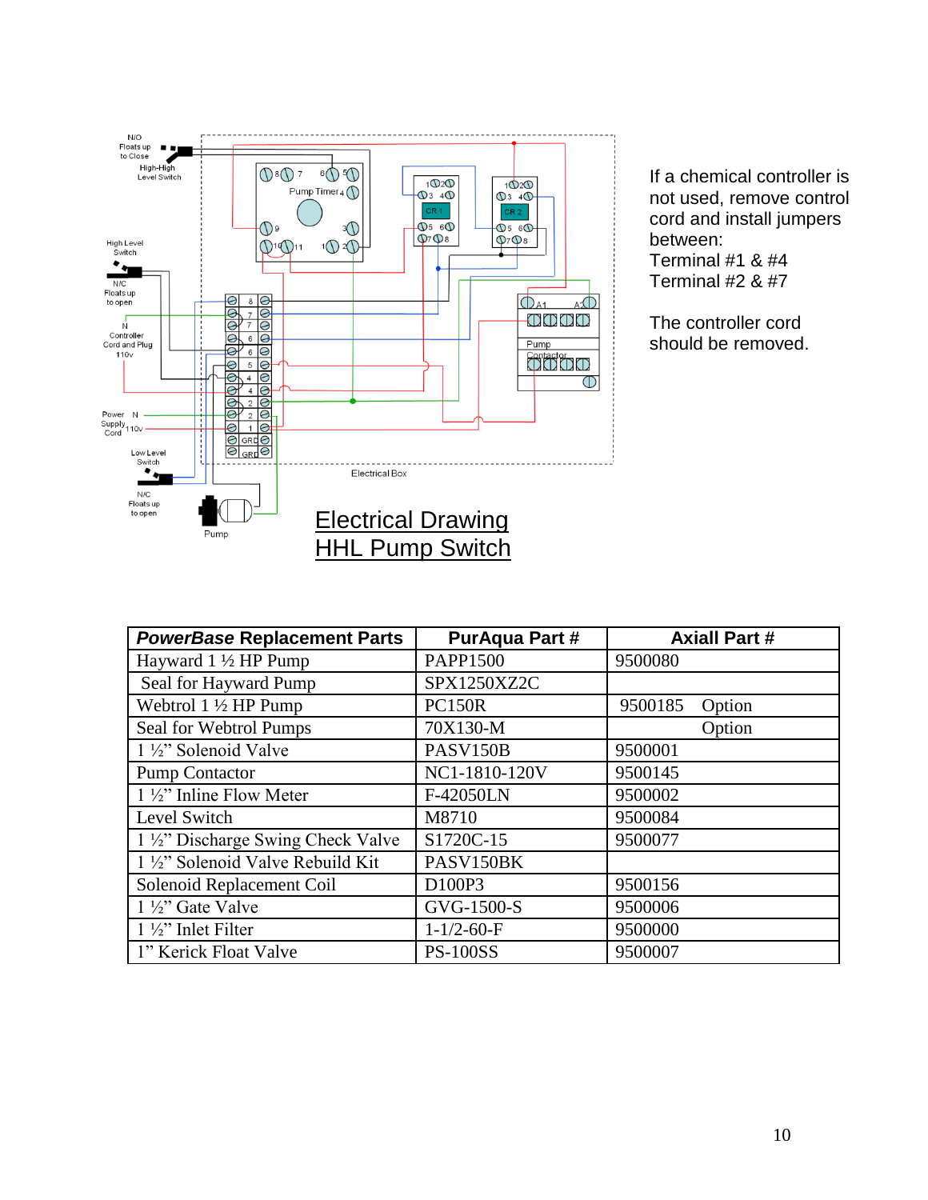## Electrical Drawing
## HHL Pump Switch

If a chemical controller is not used, remove control cord and install jumpers between:
Terminal #1 & #4
Terminal #2 & #7

The controller cord should be removed.

| ***PowerBase* Replacement Parts** | **PurAqua Part #** | **Axiall Part #** |
|---|---|---|
| Hayward 1 ½ HP Pump | PAPP1500 | 9500080 |
| Seal for Hayward Pump | SPX1250XZ2C | |
| Webtrol 1 ½ HP Pump | PC150R | 9500185 Option |
| Seal for Webtrol Pumps | 70X130-M | Option |
| 1 ½" Solenoid Valve | PASV150B | 9500001 |
| Pump Contactor | NC1-1810-120V | 9500145 |
| 1 ½" Inline Flow Meter | F-42050LN | 9500002 |
| Level Switch | M8710 | 9500084 |
| 1 ½" Discharge Swing Check Valve | S1720C-15 | 9500077 |
| 1 ½" Solenoid Valve Rebuild Kit | PASV150BK | |
| Solenoid Replacement Coil | D100P3 | 9500156 |
| 1 ½" Gate Valve | GVG-1500-S | 9500006 |
| 1 ½" Inlet Filter | 1-1/2-60-F | 9500000 |
| 1" Kerick Float Valve | PS-100SS | 9500007 |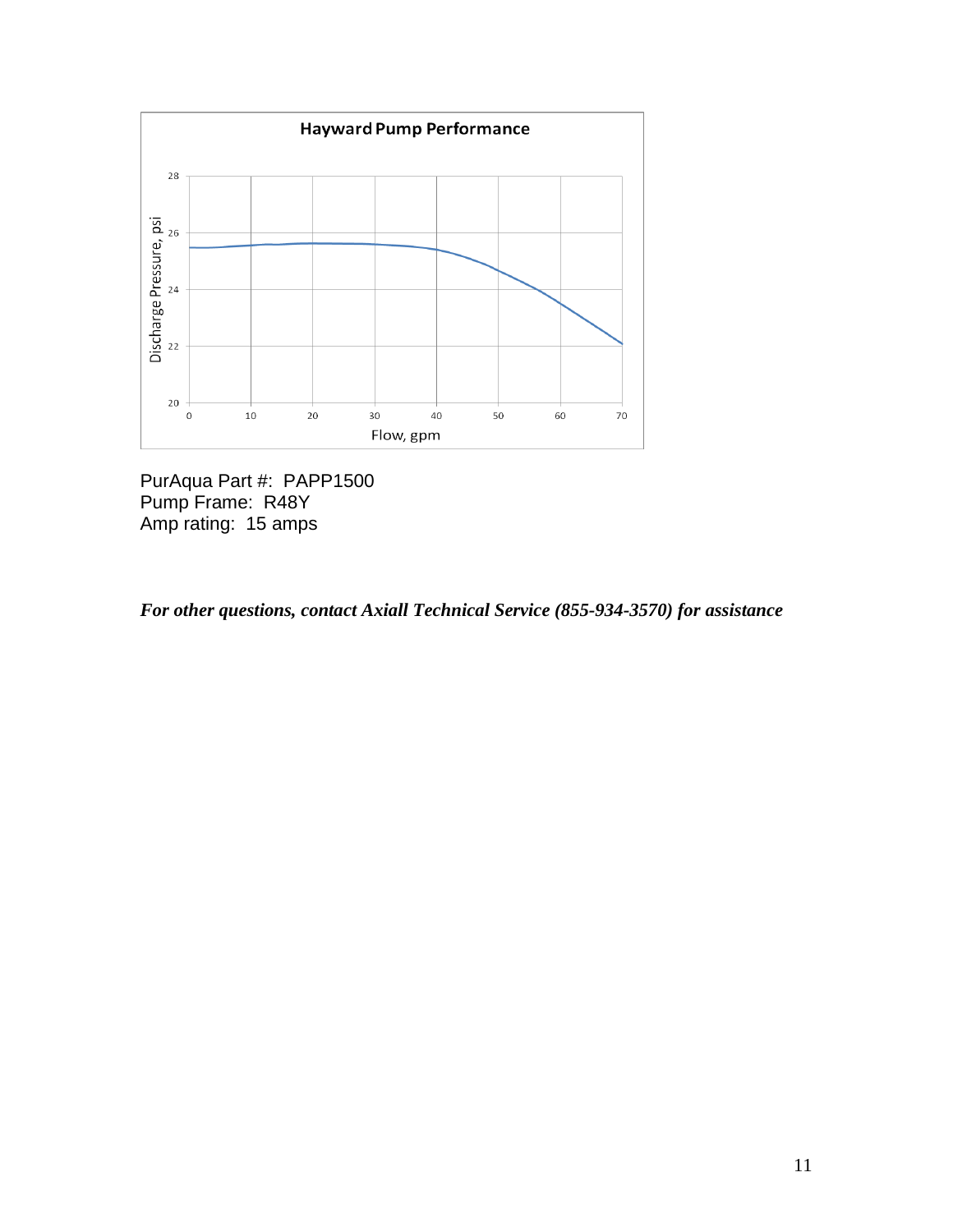**Hayward Pump Performance**

PurAqua Part #: PAPP1500
Pump Frame: R48Y
Amp rating: 15 amps

***For other questions, contact Axiall Technical Service (855-934-3570) for assistance***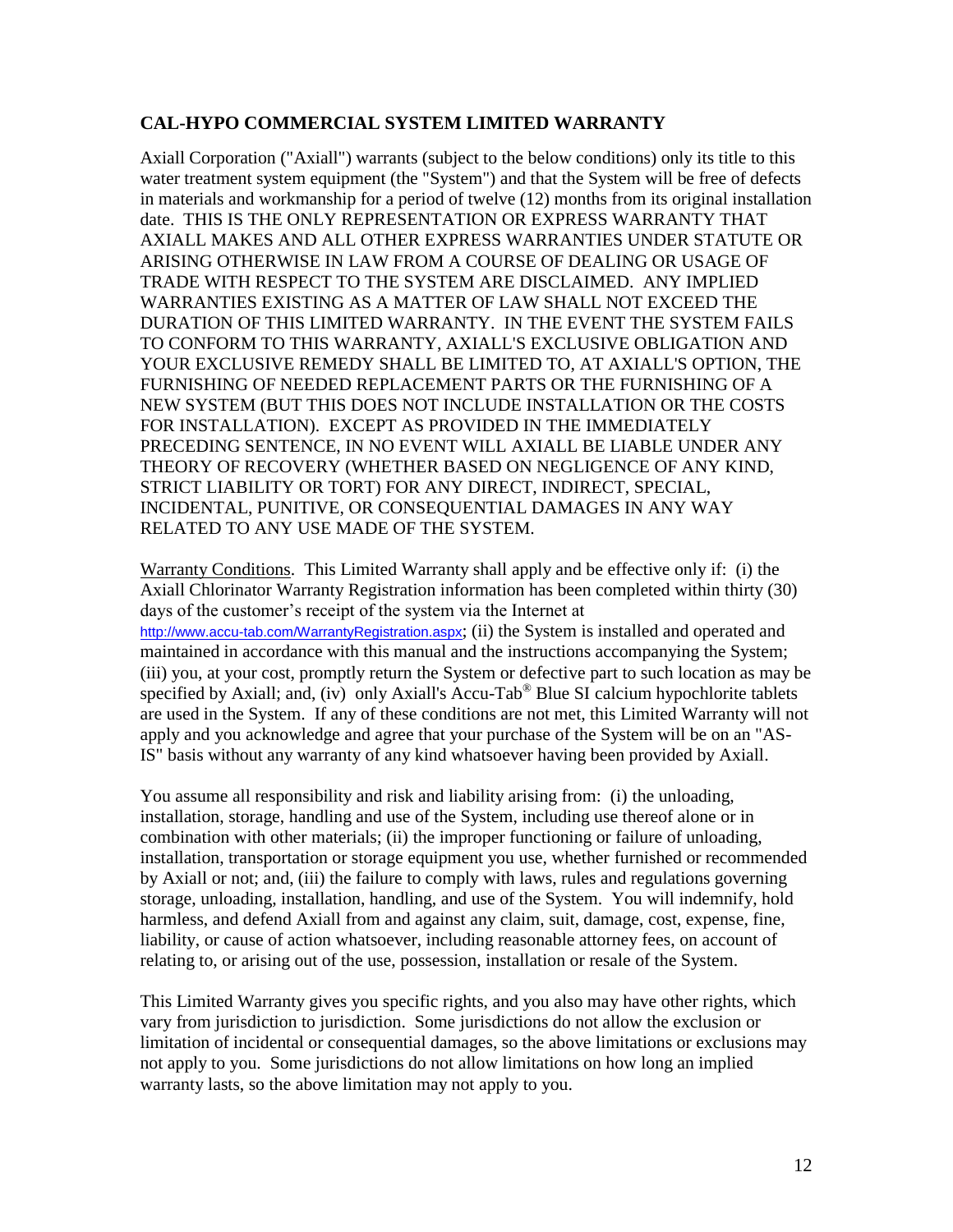## CAL-HYPO COMMERCIAL SYSTEM LIMITED WARRANTY

Axiall Corporation ("Axiall") warrants (subject to the below conditions) only its title to this water treatment system equipment (the "System") and that the System will be free of defects in materials and workmanship for a period of twelve (12) months from its original installation date. THIS IS THE ONLY REPRESENTATION OR EXPRESS WARRANTY THAT AXIALL MAKES AND ALL OTHER EXPRESS WARRANTIES UNDER STATUTE OR ARISING OTHERWISE IN LAW FROM A COURSE OF DEALING OR USAGE OF TRADE WITH RESPECT TO THE SYSTEM ARE DISCLAIMED. ANY IMPLIED WARRANTIES EXISTING AS A MATTER OF LAW SHALL NOT EXCEED THE DURATION OF THIS LIMITED WARRANTY. IN THE EVENT THE SYSTEM FAILS TO CONFORM TO THIS WARRANTY, AXIALL'S EXCLUSIVE OBLIGATION AND YOUR EXCLUSIVE REMEDY SHALL BE LIMITED TO, AT AXIALL'S OPTION, THE FURNISHING OF NEEDED REPLACEMENT PARTS OR THE FURNISHING OF A NEW SYSTEM (BUT THIS DOES NOT INCLUDE INSTALLATION OR THE COSTS FOR INSTALLATION). EXCEPT AS PROVIDED IN THE IMMEDIATELY PRECEDING SENTENCE, IN NO EVENT WILL AXIALL BE LIABLE UNDER ANY THEORY OF RECOVERY (WHETHER BASED ON NEGLIGENCE OF ANY KIND, STRICT LIABILITY OR TORT) FOR ANY DIRECT, INDIRECT, SPECIAL, INCIDENTAL, PUNITIVE, OR CONSEQUENTIAL DAMAGES IN ANY WAY RELATED TO ANY USE MADE OF THE SYSTEM.

Warranty Conditions. This Limited Warranty shall apply and be effective only if: (i) the Axiall Chlorinator Warranty Registration information has been completed within thirty (30) days of the customer's receipt of the system via the Internet at http://www.accu-tab.com/WarrantyRegistration.aspx; (ii) the System is installed and operated and maintained in accordance with this manual and the instructions accompanying the System; (iii) you, at your cost, promptly return the System or defective part to such location as may be specified by Axiall; and, (iv) only Axiall's Accu-Tab® Blue SI calcium hypochlorite tablets are used in the System. If any of these conditions are not met, this Limited Warranty will not apply and you acknowledge and agree that your purchase of the System will be on an "AS-IS" basis without any warranty of any kind whatsoever having been provided by Axiall.

You assume all responsibility and risk and liability arising from: (i) the unloading, installation, storage, handling and use of the System, including use thereof alone or in combination with other materials; (ii) the improper functioning or failure of unloading, installation, transportation or storage equipment you use, whether furnished or recommended by Axiall or not; and, (iii) the failure to comply with laws, rules and regulations governing storage, unloading, installation, handling, and use of the System. You will indemnify, hold harmless, and defend Axiall from and against any claim, suit, damage, cost, expense, fine, liability, or cause of action whatsoever, including reasonable attorney fees, on account of relating to, or arising out of the use, possession, installation or resale of the System.

This Limited Warranty gives you specific rights, and you also may have other rights, which vary from jurisdiction to jurisdiction. Some jurisdictions do not allow the exclusion or limitation of incidental or consequential damages, so the above limitations or exclusions may not apply to you. Some jurisdictions do not allow limitations on how long an implied warranty lasts, so the above limitation may not apply to you.